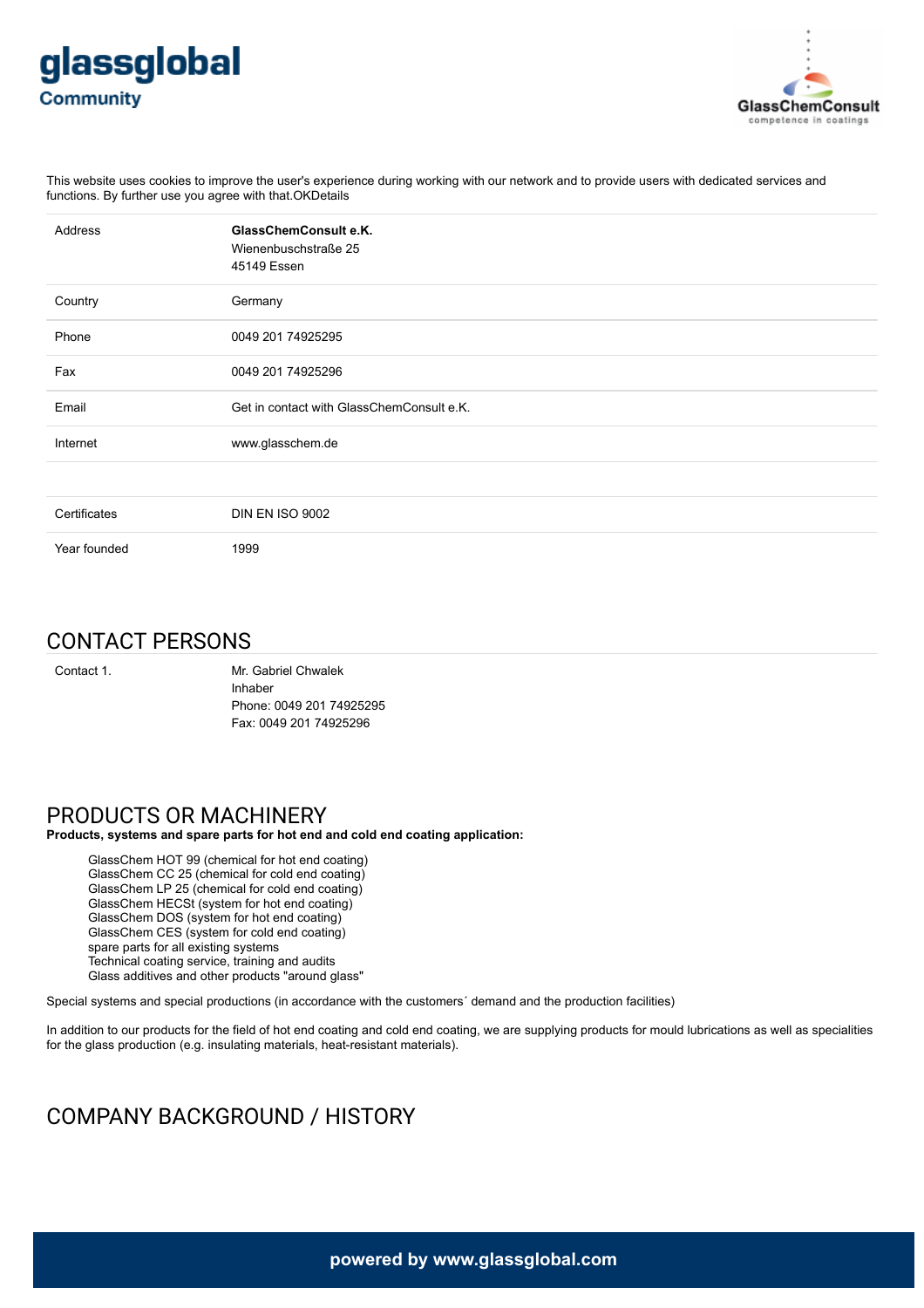glassglobal
Community

GlassChemConsult
competence in coatings

This website uses cookies to improve the user's experience during working with our network and to provide users with dedicated services and functions. By further use you agree with that.OKDetails

| | |
|---|---|
| Address | **GlassChemConsult e.K.**<br>Wienenbuschstraße 25<br>45149 Essen |
| Country | Germany |
| Phone | 0049 201 74925295 |
| Fax | 0049 201 74925296 |
| Email | Get in contact with GlassChemConsult e.K. |
| Internet | www.glasschem.de |
| | |
| Certificates | DIN EN ISO 9002 |
| Year founded | 1999 |

## CONTACT PERSONS

| | |
|---|---|
| Contact 1. | Mr. Gabriel Chwalek<br>Inhaber<br>Phone: 0049 201 74925295<br>Fax: 0049 201 74925296 |

## PRODUCTS OR MACHINERY

**Products, systems and spare parts for hot end and cold end coating application:**

GlassChem HOT 99 (chemical for hot end coating)
GlassChem CC 25 (chemical for cold end coating)
GlassChem LP 25 (chemical for cold end coating)
GlassChem HECSt (system for hot end coating)
GlassChem DOS (system for hot end coating)
GlassChem CES (system for cold end coating)
spare parts for all existing systems
Technical coating service, training and audits
Glass additives and other products "around glass"

Special systems and special productions (in accordance with the customers´ demand and the production facilities)

In addition to our products for the field of hot end coating and cold end coating, we are supplying products for mould lubrications as well as specialities for the glass production (e.g. insulating materials, heat-resistant materials).

## COMPANY BACKGROUND / HISTORY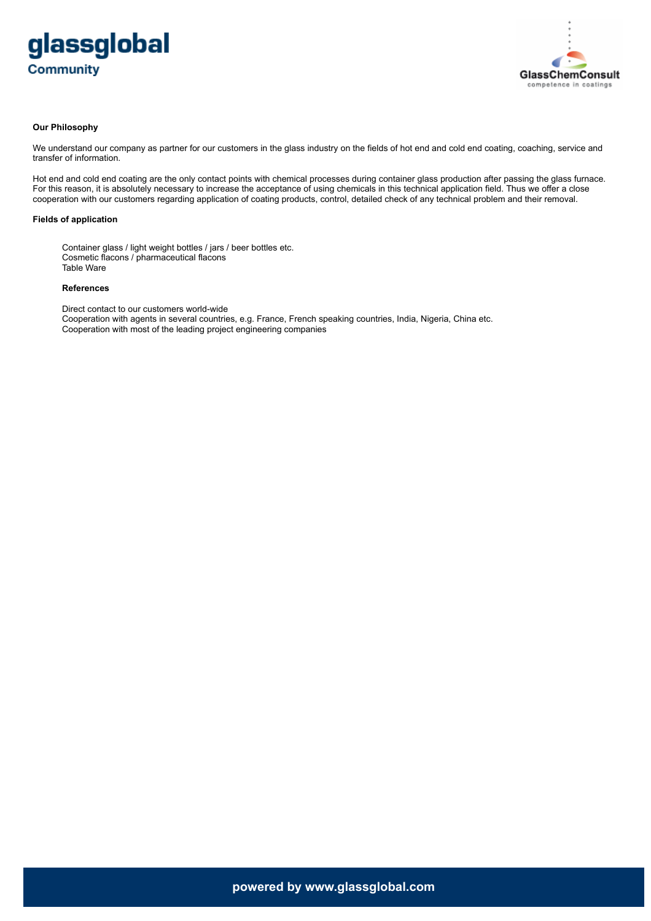**Our Philosophy**

We understand our company as partner for our customers in the glass industry on the fields of hot end and cold end coating, coaching, service and transfer of information.

Hot end and cold end coating are the only contact points with chemical processes during container glass production after passing the glass furnace. For this reason, it is absolutely necessary to increase the acceptance of using chemicals in this technical application field. Thus we offer a close cooperation with our customers regarding application of coating products, control, detailed check of any technical problem and their removal.

**Fields of application**

Container glass / light weight bottles / jars / beer bottles etc.
Cosmetic flacons / pharmaceutical flacons
Table Ware

**References**

Direct contact to our customers world-wide
Cooperation with agents in several countries, e.g. France, French speaking countries, India, Nigeria, China etc.
Cooperation with most of the leading project engineering companies